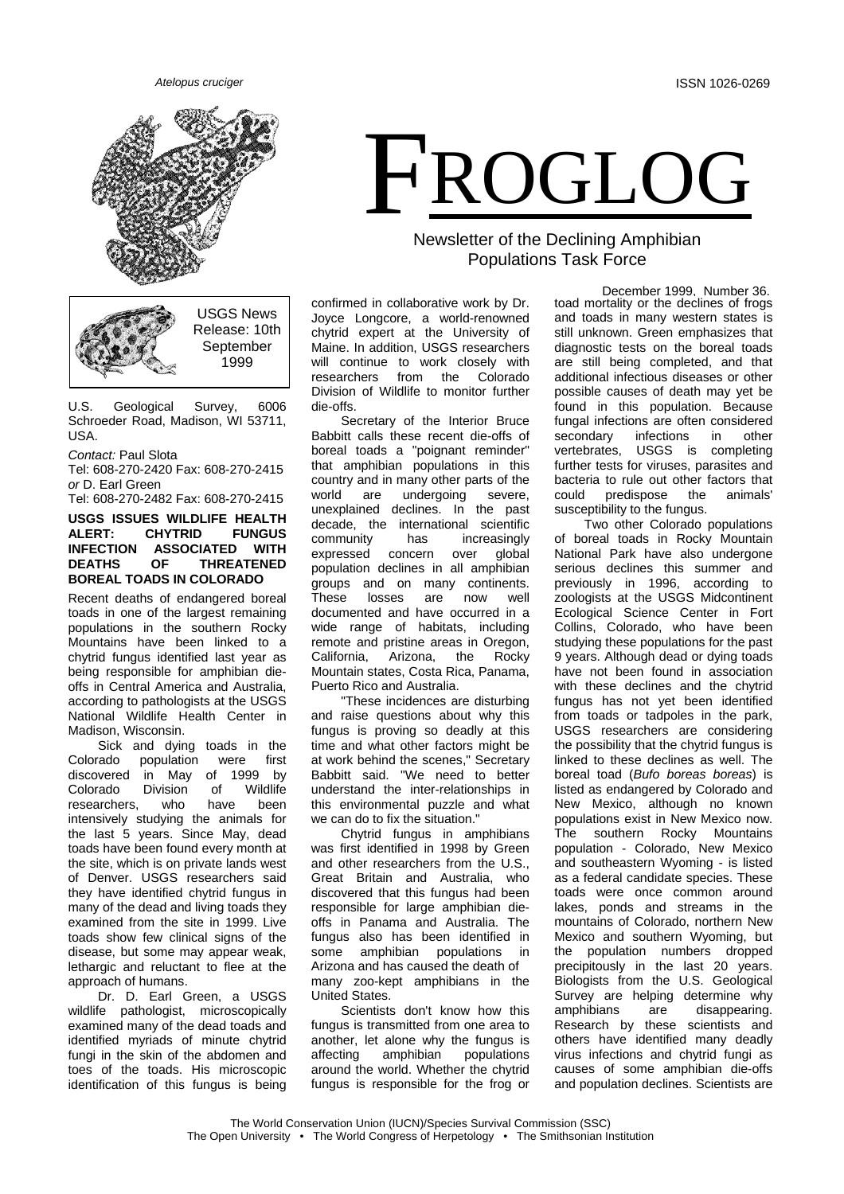*Atelopus cruciger*

ISSN 1026-0269

# FROGLOG

Newsletter of the Declining Amphibian Populations Task Force

December 1999, Number 36.

USGS News Release: 10th September 1999

U.S. Geological Survey, 6006 Schroeder Road, Madison, WI 53711, USA.

*Contact:* Paul Slota
Tel: 608-270-2420 Fax: 608-270-2415
*or* D. Earl Green
Tel: 608-270-2482 Fax: 608-270-2415

## USGS ISSUES WILDLIFE HEALTH ALERT: CHYTRID FUNGUS INFECTION ASSOCIATED WITH DEATHS OF THREATENED BOREAL TOADS IN COLORADO

Recent deaths of endangered boreal toads in one of the largest remaining populations in the southern Rocky Mountains have been linked to a chytrid fungus identified last year as being responsible for amphibian die-offs in Central America and Australia, according to pathologists at the USGS National Wildlife Health Center in Madison, Wisconsin.

Sick and dying toads in the Colorado population were first discovered in May of 1999 by Colorado Division of Wildlife researchers, who have been intensively studying the animals for the last 5 years. Since May, dead toads have been found every month at the site, which is on private lands west of Denver. USGS researchers said they have identified chytrid fungus in many of the dead and living toads they examined from the site in 1999. Live toads show few clinical signs of the disease, but some may appear weak, lethargic and reluctant to flee at the approach of humans.

Dr. D. Earl Green, a USGS wildlife pathologist, microscopically examined many of the dead toads and identified myriads of minute chytrid fungi in the skin of the abdomen and toes of the toads. His microscopic identification of this fungus is being confirmed in collaborative work by Dr. Joyce Longcore, a world-renowned chytrid expert at the University of Maine. In addition, USGS researchers will continue to work closely with researchers from the Colorado Division of Wildlife to monitor further die-offs.

Secretary of the Interior Bruce Babbitt calls these recent die-offs of boreal toads a "poignant reminder" that amphibian populations in this country and in many other parts of the world are undergoing severe, unexplained declines. In the past decade, the international scientific community has increasingly expressed concern over global population declines in all amphibian groups and on many continents. These losses are now well documented and have occurred in a wide range of habitats, including remote and pristine areas in Oregon, California, Arizona, the Rocky Mountain states, Costa Rica, Panama, Puerto Rico and Australia.

"These incidences are disturbing and raise questions about why this fungus is proving so deadly at this time and what other factors might be at work behind the scenes," Secretary Babbitt said. "We need to better understand the inter-relationships in this environmental puzzle and what we can do to fix the situation."

Chytrid fungus in amphibians was first identified in 1998 by Green and other researchers from the U.S., Great Britain and Australia, who discovered that this fungus had been responsible for large amphibian die-offs in Panama and Australia. The fungus also has been identified in some amphibian populations in Arizona and has caused the death of many zoo-kept amphibians in the United States.

Scientists don't know how this fungus is transmitted from one area to another, let alone why the fungus is affecting amphibian populations around the world. Whether the chytrid fungus is responsible for the frog or toad mortality or the declines of frogs and toads in many western states is still unknown. Green emphasizes that diagnostic tests on the boreal toads are still being completed, and that additional infectious diseases or other possible causes of death may yet be found in this population. Because fungal infections are often considered secondary infections in other vertebrates, USGS is completing further tests for viruses, parasites and bacteria to rule out other factors that could predispose the animals' susceptibility to the fungus.

Two other Colorado populations of boreal toads in Rocky Mountain National Park have also undergone serious declines this summer and previously in 1996, according to zoologists at the USGS Midcontinent Ecological Science Center in Fort Collins, Colorado, who have been studying these populations for the past 9 years. Although dead or dying toads have not been found in association with these declines and the chytrid fungus has not yet been identified from toads or tadpoles in the park, USGS researchers are considering the possibility that the chytrid fungus is linked to these declines as well. The boreal toad (*Bufo boreas boreas*) is listed as endangered by Colorado and New Mexico, although no known populations exist in New Mexico now. The southern Rocky Mountains population - Colorado, New Mexico and southeastern Wyoming - is listed as a federal candidate species. These toads were once common around lakes, ponds and streams in the mountains of Colorado, northern New Mexico and southern Wyoming, but the population numbers dropped precipitously in the last 20 years. Biologists from the U.S. Geological Survey are helping determine why amphibians are disappearing. Research by these scientists and others have identified many deadly virus infections and chytrid fungi as causes of some amphibian die-offs and population declines. Scientists are

The World Conservation Union (IUCN)/Species Survival Commission (SSC)
The Open University • The World Congress of Herpetology • The Smithsonian Institution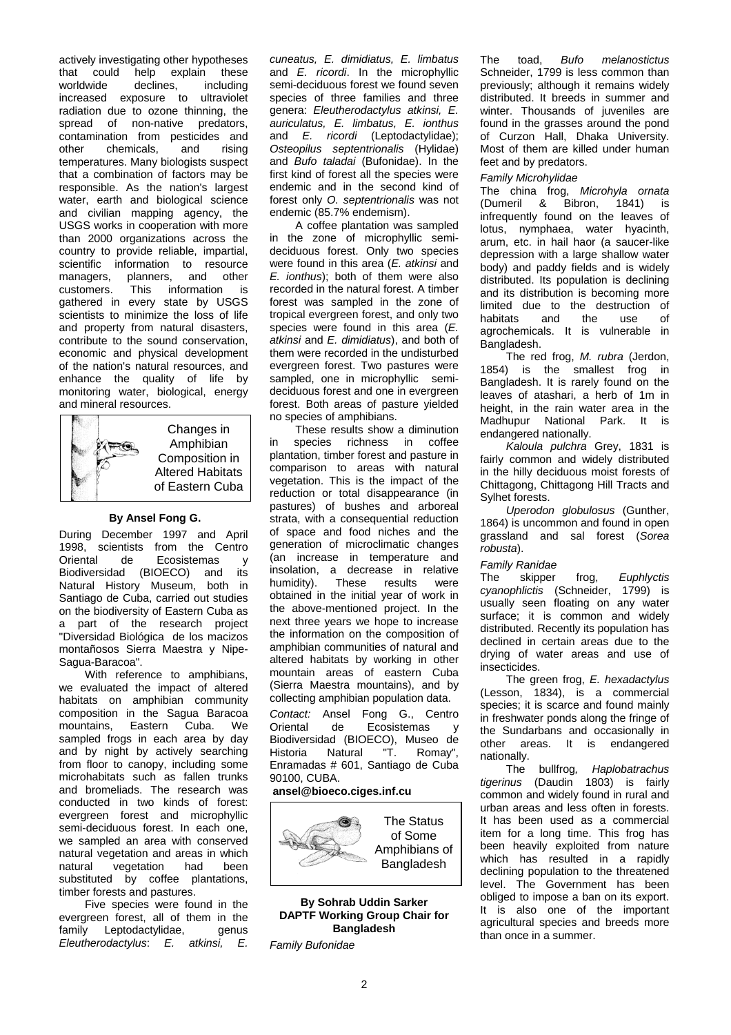actively investigating other hypotheses that could help explain these worldwide declines, including increased exposure to ultraviolet radiation due to ozone thinning, the spread of non-native predators, contamination from pesticides and other chemicals, and rising temperatures. Many biologists suspect that a combination of factors may be responsible. As the nation's largest water, earth and biological science and civilian mapping agency, the USGS works in cooperation with more than 2000 organizations across the country to provide reliable, impartial, scientific information to resource managers, planners, and other customers. This information is gathered in every state by USGS scientists to minimize the loss of life and property from natural disasters, contribute to the sound conservation, economic and physical development of the nation's natural resources, and enhance the quality of life by monitoring water, biological, energy and mineral resources.

## Changes in Amphibian Composition in Altered Habitats of Eastern Cuba

**By Ansel Fong G.**

During December 1997 and April 1998, scientists from the Centro Oriental de Ecosistemas y Biodiversidad (BIOECO) and its Natural History Museum, both in Santiago de Cuba, carried out studies on the biodiversity of Eastern Cuba as a part of the research project "Diversidad Biológica de los macizos montañosos Sierra Maestra y Nipe-Sagua-Baracoa".

With reference to amphibians, we evaluated the impact of altered habitats on amphibian community composition in the Sagua Baracoa mountains, Eastern Cuba. We sampled frogs in each area by day and by night by actively searching from floor to canopy, including some microhabitats such as fallen trunks and bromeliads. The research was conducted in two kinds of forest: evergreen forest and microphyllic semi-deciduous forest. In each one, we sampled an area with conserved natural vegetation and areas in which natural vegetation had been substituted by coffee plantations, timber forests and pastures.

Five species were found in the evergreen forest, all of them in the family Leptodactylidae, genus *Eleutherodactylus*: *E. atkinsi, E. cuneatus, E. dimidiatus, E. limbatus* and *E. ricordi*. In the microphyllic semi-deciduous forest we found seven species of three families and three genera: *Eleutherodactylus atkinsi, E. auriculatus, E. limbatus, E. ionthus* and *E. ricordi* (Leptodactylidae); *Osteopilus septentrionalis* (Hylidae) and *Bufo taladai* (Bufonidae). In the first kind of forest all the species were endemic and in the second kind of forest only *O. septentrionalis* was not endemic (85.7% endemism).

A coffee plantation was sampled in the zone of microphyllic semi-deciduous forest. Only two species were found in this area (*E. atkinsi* and *E. ionthus*); both of them were also recorded in the natural forest. A timber forest was sampled in the zone of tropical evergreen forest, and only two species were found in this area (*E. atkinsi* and *E. dimidiatus*), and both of them were recorded in the undisturbed evergreen forest. Two pastures were sampled, one in microphyllic semi-deciduous forest and one in evergreen forest. Both areas of pasture yielded no species of amphibians.

These results show a diminution in species richness in coffee plantation, timber forest and pasture in comparison to areas with natural vegetation. This is the impact of the reduction or total disappearance (in pastures) of bushes and arboreal strata, with a consequential reduction of space and food niches and the generation of microclimatic changes (an increase in temperature and insolation, a decrease in relative humidity). These results were obtained in the initial year of work in the above-mentioned project. In the next three years we hope to increase the information on the composition of amphibian communities of natural and altered habitats by working in other mountain areas of eastern Cuba (Sierra Maestra mountains), and by collecting amphibian population data.

*Contact:* Ansel Fong G., Centro Oriental de Ecosistemas y Biodiversidad (BIOECO), Museo de Historia Natural "T. Romay", Enramadas # 601, Santiago de Cuba 90100, CUBA.

**ansel@bioeco.ciges.inf.cu**

## The Status of Some Amphibians of Bangladesh

**By Sohrab Uddin Sarker**
**DAPTF Working Group Chair for Bangladesh**

*Family Bufonidae*

The toad, *Bufo melanostictus* Schneider, 1799 is less common than previously; although it remains widely distributed. It breeds in summer and winter. Thousands of juveniles are found in the grasses around the pond of Curzon Hall, Dhaka University. Most of them are killed under human feet and by predators.

*Family Microhylidae*

The china frog, *Microhyla ornata* (Dumeril & Bibron, 1841) is infrequently found on the leaves of lotus, nymphaea, water hyacinth, arum, etc. in hail haor (a saucer-like depression with a large shallow water body) and paddy fields and is widely distributed. Its population is declining and its distribution is becoming more limited due to the destruction of habitats and the use of agrochemicals. It is vulnerable in Bangladesh.

The red frog, *M. rubra* (Jerdon, 1854) is the smallest frog in Bangladesh. It is rarely found on the leaves of atashari, a herb of 1m in height, in the rain water area in the Madhupur National Park. It is endangered nationally.

*Kaloula pulchra* Grey, 1831 is fairly common and widely distributed in the hilly deciduous moist forests of Chittagong, Chittagong Hill Tracts and Sylhet forests.

*Uperodon globulosus* (Gunther, 1864) is uncommon and found in open grassland and sal forest (*Sorea robusta*).

*Family Ranidae*

The skipper frog, *Euphlyctis cyanophlictis* (Schneider, 1799) is usually seen floating on any water surface; it is common and widely distributed. Recently its population has declined in certain areas due to the drying of water areas and use of insecticides.

The green frog, *E. hexadactylus* (Lesson, 1834), is a commercial species; it is scarce and found mainly in freshwater ponds along the fringe of the Sundarbans and occasionally in other areas. It is endangered nationally.

The bullfrog, *Haplobatrachus tigerinus* (Daudin 1803) is fairly common and widely found in rural and urban areas and less often in forests. It has been used as a commercial item for a long time. This frog has been heavily exploited from nature which has resulted in a rapidly declining population to the threatened level. The Government has been obliged to impose a ban on its export. It is also one of the important agricultural species and breeds more than once in a summer.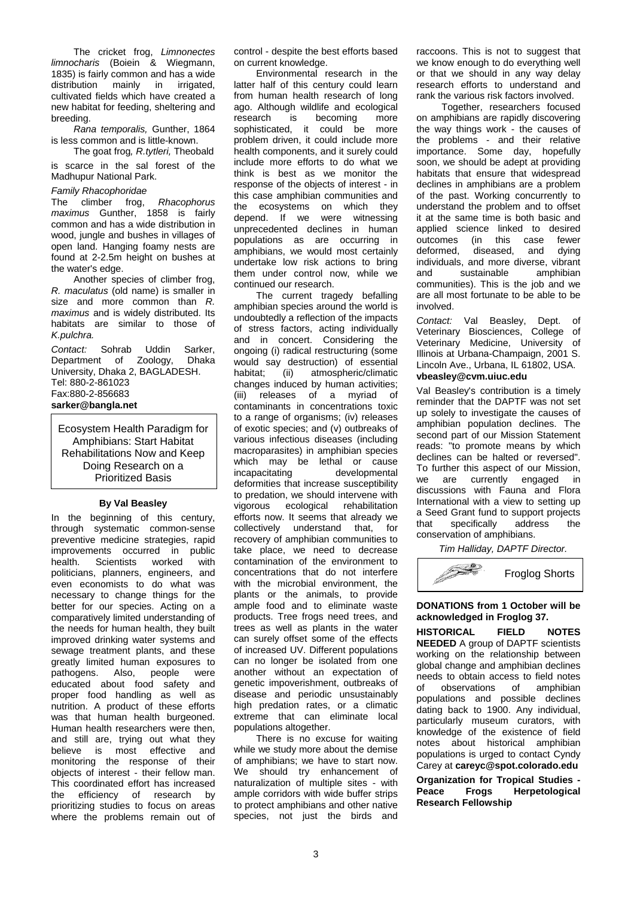The cricket frog, *Limnonectes limnocharis* (Boiein & Wiegmann, 1835) is fairly common and has a wide distribution mainly in irrigated, cultivated fields which have created a new habitat for feeding, sheltering and breeding.

*Rana temporalis,* Gunther, 1864 is less common and is little-known.

The goat frog*, R.tytleri,* Theobald is scarce in the sal forest of the Madhupur National Park.

*Family Rhacophoridae*

The climber frog, *Rhacophorus maximus* Gunther, 1858 is fairly common and has a wide distribution in wood, jungle and bushes in villages of open land. Hanging foamy nests are found at 2-2.5m height on bushes at the water's edge.

Another species of climber frog, *R. maculatus* (old name) is smaller in size and more common than *R. maximus* and is widely distributed. Its habitats are similar to those of *K.pulchra.*

*Contact:* Sohrab Uddin Sarker, Department of Zoology, Dhaka University, Dhaka 2, BAGLADESH.
Tel: 880-2-861023
Fax:880-2-856683
**sarker@bangla.net**

## Ecosystem Health Paradigm for Amphibians: Start Habitat Rehabilitations Now and Keep Doing Research on a Prioritized Basis

**By Val Beasley**

In the beginning of this century, through systematic common-sense preventive medicine strategies, rapid improvements occurred in public health. Scientists worked with politicians, planners, engineers, and even economists to do what was necessary to change things for the better for our species. Acting on a comparatively limited understanding of the needs for human health, they built improved drinking water systems and sewage treatment plants, and these greatly limited human exposures to pathogens. Also, people were educated about food safety and proper food handling as well as nutrition. A product of these efforts was that human health burgeoned. Human health researchers were then, and still are, trying out what they believe is most effective and monitoring the response of their objects of interest - their fellow man. This coordinated effort has increased the efficiency of research by prioritizing studies to focus on areas where the problems remain out of control - despite the best efforts based on current knowledge.

Environmental research in the latter half of this century could learn from human health research of long ago. Although wildlife and ecological research is becoming more sophisticated, it could be more problem driven, it could include more health components, and it surely could include more efforts to do what we think is best as we monitor the response of the objects of interest - in this case amphibian communities and the ecosystems on which they depend. If we were witnessing unprecedented declines in human populations as are occurring in amphibians, we would most certainly undertake low risk actions to bring them under control now, while we continued our research.

The current tragedy befalling amphibian species around the world is undoubtedly a reflection of the impacts of stress factors, acting individually and in concert. Considering the ongoing (i) radical restructuring (some would say destruction) of essential habitat; (ii) atmospheric/climatic changes induced by human activities; (iii) releases of a myriad of contaminants in concentrations toxic to a range of organisms; (iv) releases of exotic species; and (v) outbreaks of various infectious diseases (including macroparasites) in amphibian species which may be lethal or cause incapacitating developmental deformities that increase susceptibility to predation, we should intervene with vigorous ecological rehabilitation efforts now. It seems that already we collectively understand that, for recovery of amphibian communities to take place, we need to decrease contamination of the environment to concentrations that do not interfere with the microbial environment, the plants or the animals, to provide ample food and to eliminate waste products. Tree frogs need trees, and trees as well as plants in the water can surely offset some of the effects of increased UV. Different populations can no longer be isolated from one another without an expectation of genetic impoverishment, outbreaks of disease and periodic unsustainably high predation rates, or a climatic extreme that can eliminate local populations altogether.

There is no excuse for waiting while we study more about the demise of amphibians; we have to start now. We should try enhancement of naturalization of multiple sites - with ample corridors with wide buffer strips to protect amphibians and other native species, not just the birds and raccoons. This is not to suggest that we know enough to do everything well or that we should in any way delay research efforts to understand and rank the various risk factors involved.

Together, researchers focused on amphibians are rapidly discovering the way things work - the causes of the problems - and their relative importance. Some day, hopefully soon, we should be adept at providing habitats that ensure that widespread declines in amphibians are a problem of the past. Working concurrently to understand the problem and to offset it at the same time is both basic and applied science linked to desired outcomes (in this case fewer deformed, diseased, and dying individuals, and more diverse, vibrant and sustainable amphibian communities). This is the job and we are all most fortunate to be able to be involved.

*Contact:* Val Beasley, Dept. of Veterinary Biosciences, College of Veterinary Medicine, University of Illinois at Urbana-Champaign, 2001 S. Lincoln Ave., Urbana, IL 61802, USA.
**vbeasley@cvm.uiuc.edu**

Val Beasley's contribution is a timely reminder that the DAPTF was not set up solely to investigate the causes of amphibian population declines. The second part of our Mission Statement reads: "to promote means by which declines can be halted or reversed". To further this aspect of our Mission, we are currently engaged in discussions with Fauna and Flora International with a view to setting up a Seed Grant fund to support projects that specifically address the conservation of amphibians.

*Tim Halliday, DAPTF Director.*

## Froglog Shorts

**DONATIONS from 1 October will be acknowledged in Froglog 37.**

**HISTORICAL FIELD NOTES NEEDED** A group of DAPTF scientists working on the relationship between global change and amphibian declines needs to obtain access to field notes of observations of amphibian populations and possible declines dating back to 1900. Any individual, particularly museum curators, with knowledge of the existence of field notes about historical amphibian populations is urged to contact Cyndy Carey at **careyc@spot.colorado.edu**

**Organization for Tropical Studies - Peace Frogs Herpetological Research Fellowship**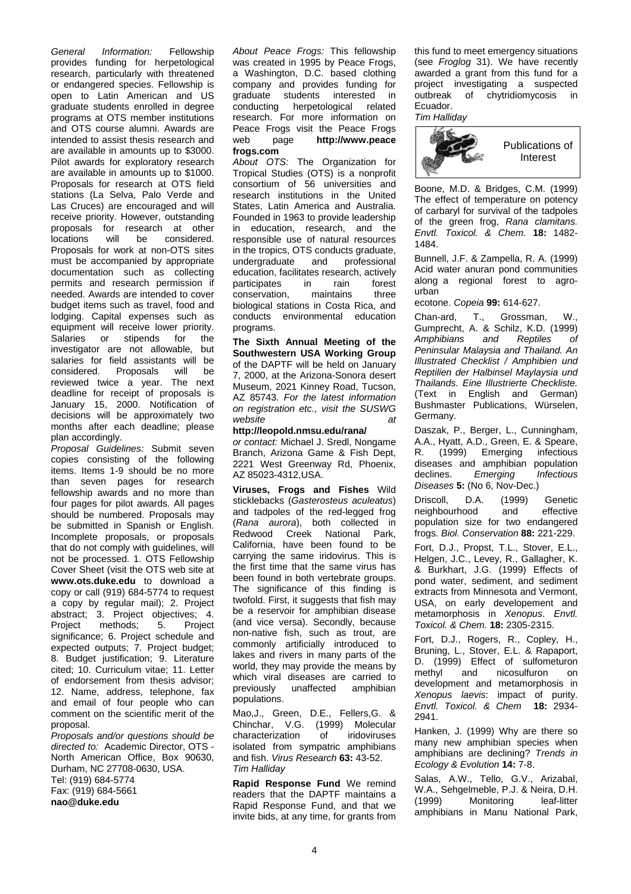*General Information:* Fellowship provides funding for herpetological research, particularly with threatened or endangered species. Fellowship is open to Latin American and US graduate students enrolled in degree programs at OTS member institutions and OTS course alumni. Awards are intended to assist thesis research and are available in amounts up to $3000. Pilot awards for exploratory research are available in amounts up to $1000. Proposals for research at OTS field stations (La Selva, Palo Verde and Las Cruces) are encouraged and will receive priority. However, outstanding proposals for research at other locations will be considered. Proposals for work at non-OTS sites must be accompanied by appropriate documentation such as collecting permits and research permission if needed. Awards are intended to cover budget items such as travel, food and lodging. Capital expenses such as equipment will receive lower priority. Salaries or stipends for the investigator are not allowable, but salaries for field assistants will be considered. Proposals will be reviewed twice a year. The next deadline for receipt of proposals is January 15, 2000. Notification of decisions will be approximately two months after each deadline; please plan accordingly.

*Proposal Guidelines:* Submit seven copies consisting of the following items. Items 1-9 should be no more than seven pages for research fellowship awards and no more than four pages for pilot awards. All pages should be numbered. Proposals may be submitted in Spanish or English. Incomplete proposals, or proposals that do not comply with guidelines, will not be processed. 1. OTS Fellowship Cover Sheet (visit the OTS web site at **www.ots.duke.edu** to download a copy or call (919) 684-5774 to request a copy by regular mail); 2. Project abstract; 3. Project objectives; 4. Project methods; 5. Project significance; 6. Project schedule and expected outputs; 7. Project budget; 8. Budget justification; 9. Literature cited; 10. Curriculum vitae; 11. Letter of endorsement from thesis advisor; 12. Name, address, telephone, fax and email of four people who can comment on the scientific merit of the proposal.

*Proposals and/or questions should be directed to:* Academic Director, OTS - North American Office, Box 90630, Durham, NC 27708-0630, USA.
Tel: (919) 684-5774
Fax: (919) 684-5661
**nao@duke.edu**

*About Peace Frogs:* This fellowship was created in 1995 by Peace Frogs, a Washington, D.C. based clothing company and provides funding for graduate students interested in conducting herpetological related research. For more information on Peace Frogs visit the Peace Frogs web page **http://www.peacefrogs.com**

*About OTS:* The Organization for Tropical Studies (OTS) is a nonprofit consortium of 56 universities and research institutions in the United States, Latin America and Australia. Founded in 1963 to provide leadership in education, research, and the responsible use of natural resources in the tropics, OTS conducts graduate, undergraduate and professional education, facilitates research, actively participates in rain forest conservation, maintains three biological stations in Costa Rica, and conducts environmental education programs.

**The Sixth Annual Meeting of the Southwestern USA Working Group** of the DAPTF will be held on January 7, 2000, at the Arizona-Sonora desert Museum, 2021 Kinney Road, Tucson, AZ 85743. *For the latest information on registration etc., visit the SUSWG website at* **http://leopold.nmsu.edu/rana/** *or contact:* Michael J. Sredl, Nongame Branch, Arizona Game & Fish Dept, 2221 West Greenway Rd, Phoenix, AZ 85023-4312,USA.

**Viruses, Frogs and Fishes** Wild sticklebacks (*Gasterosteus aculeatus*) and tadpoles of the red-legged frog (*Rana aurora*), both collected in Redwood Creek National Park, California, have been found to be carrying the same iridovirus. This is the first time that the same virus has been found in both vertebrate groups. The significance of this finding is twofold. First, it suggests that fish may be a reservoir for amphibian disease (and vice versa). Secondly, because non-native fish, such as trout, are commonly artificially introduced to lakes and rivers in many parts of the world, they may provide the means by which viral diseases are carried to previously unaffected amphibian populations.

Mao,J., Green, D.E., Fellers,G. & Chinchar, V.G. (1999) Molecular characterization of iridoviruses isolated from sympatric amphibians and fish. *Virus Research* **63:** 43-52.
*Tim Halliday*

**Rapid Response Fund** We remind readers that the DAPTF maintains a Rapid Response Fund, and that we invite bids, at any time, for grants from this fund to meet emergency situations (see *Froglog* 31). We have recently awarded a grant from this fund for a project investigating a suspected outbreak of chytridiomycosis in Ecuador.
*Tim Halliday*

## Publications of Interest

Boone, M.D. & Bridges, C.M. (1999) The effect of temperature on potency of carbaryl for survival of the tadpoles of the green frog, *Rana clamitans. Envtl. Toxicol. & Chem.* **18:** 1482-1484.

Bunnell, J.F. & Zampella, R. A. (1999) Acid water anuran pond communities along a regional forest to agro-urban ecotone. *Copeia* **99:** 614-627.

Chan-ard, T., Grossman, W., Gumprecht, A. & Schilz, K.D. (1999) *Amphibians and Reptiles of Peninsular Malaysia and Thailand. An Illustrated Checklist / Amphibien und Reptilien der Halbinsel Maylaysia und Thailands. Eine Illustrierte Checkliste.* (Text in English and German) Bushmaster Publications, Würselen, Germany.

Daszak, P., Berger, L., Cunningham, A.A., Hyatt, A.D., Green, E. & Speare, R. (1999) Emerging infectious diseases and amphibian population declines. *Emerging Infectious Diseases* **5:** (No 6, Nov-Dec.)

Driscoll, D.A. (1999) Genetic neighbourhood and effective population size for two endangered frogs. *Biol. Conservation* **88:** 221-229.

Fort, D.J., Propst, T.L., Stover, E.L., Helgen, J.C., Levey, R., Gallagher, K. & Burkhart, J.G. (1999) Effects of pond water, sediment, and sediment extracts from Minnesota and Vermont, USA, on early developement and metamorphosis in *Xenopus*. *Envtl. Toxicol. & Chem.* **18:** 2305-2315.

Fort, D.J., Rogers, R., Copley, H., Bruning, L., Stover, E.L. & Rapaport, D. (1999) Effect of sulfometuron methyl and nicosulfuron on development and metamorphosis in *Xenopus laevis*: impact of purity. *Envtl. Toxicol. & Chem* **18:** 2934-2941.

Hanken, J. (1999) Why are there so many new amphibian species when amphibians are declining? *Trends in Ecology & Evolution* **14:** 7-8.

Salas, A.W., Tello, G.V., Arizabal, W.A., Sehgelmeble, P.J. & Neira, D.H. (1999) Monitoring leaf-litter amphibians in Manu National Park,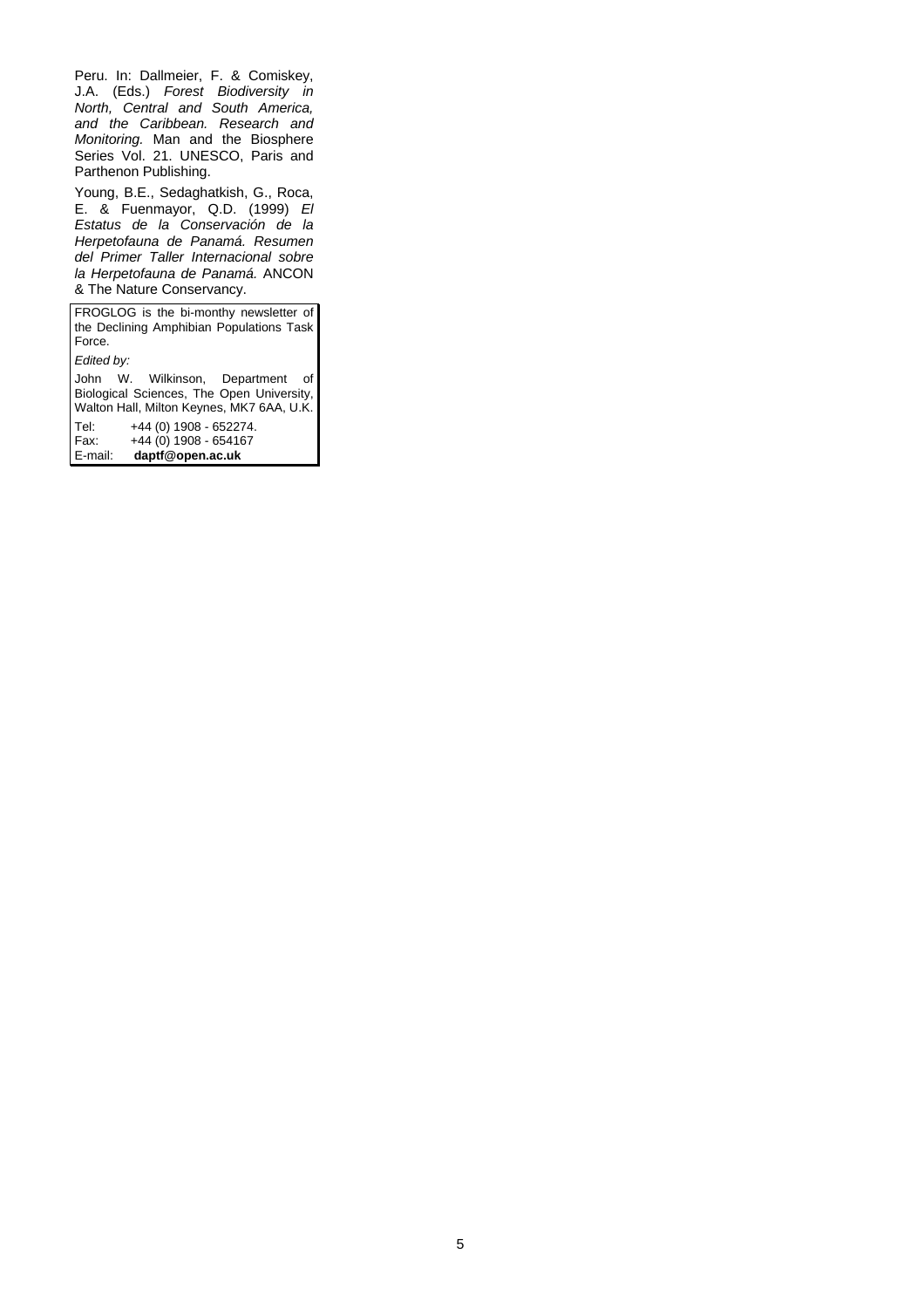Peru. In: Dallmeier, F. & Comiskey, J.A. (Eds.) *Forest Biodiversity in North, Central and South America, and the Caribbean. Research and Monitoring.* Man and the Biosphere Series Vol. 21. UNESCO, Paris and Parthenon Publishing.

Young, B.E., Sedaghatkish, G., Roca, E. & Fuenmayor, Q.D. (1999) *El Estatus de la Conservación de la Herpetofauna de Panamá. Resumen del Primer Taller Internacional sobre la Herpetofauna de Panamá.* ANCON & The Nature Conservancy.

FROGLOG is the bi-monthy newsletter of the Declining Amphibian Populations Task Force.

*Edited by:*

John W. Wilkinson, Department of Biological Sciences, The Open University, Walton Hall, Milton Keynes, MK7 6AA, U.K.

Tel: +44 (0) 1908 - 652274.
Fax: +44 (0) 1908 - 654167
E-mail: **daptf@open.ac.uk**